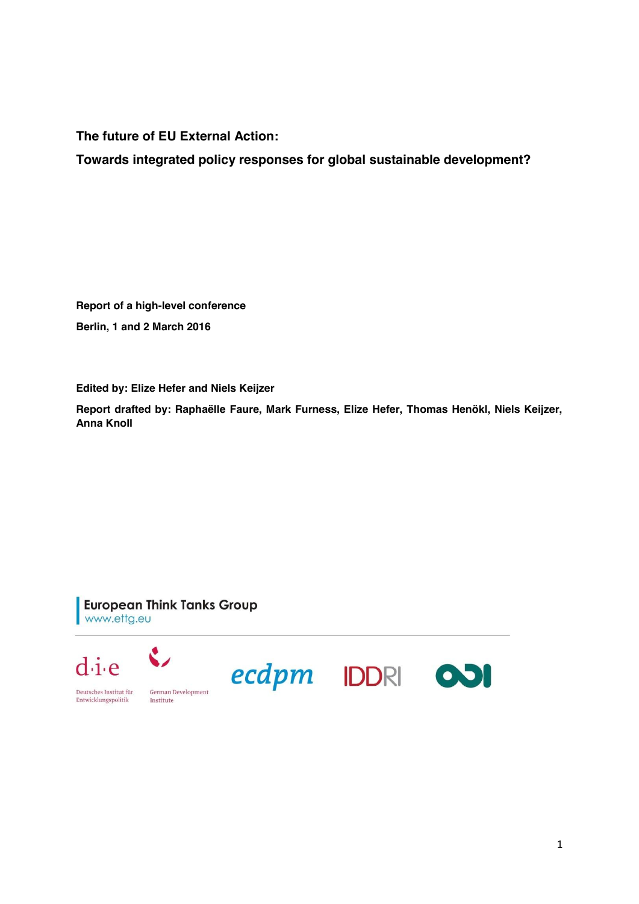# The future of EU External Action:

## Towards integrated policy responses for global sustainable development?

**Report of a high-level conference**

**Berlin, 1 and 2 March 2016**

**Edited by: Elize Hefer and Niels Keijzer**

**Report drafted by: Raphaëlle Faure, Mark Furness, Elize Hefer, Thomas Henökl, Niels Keijzer, Anna Knoll**

European Think Tanks Group
www.ettg.eu

d·i·e Deutsches Institut für Entwicklungspolitik — German Development Institute

ecdpm

IDDRI

ODI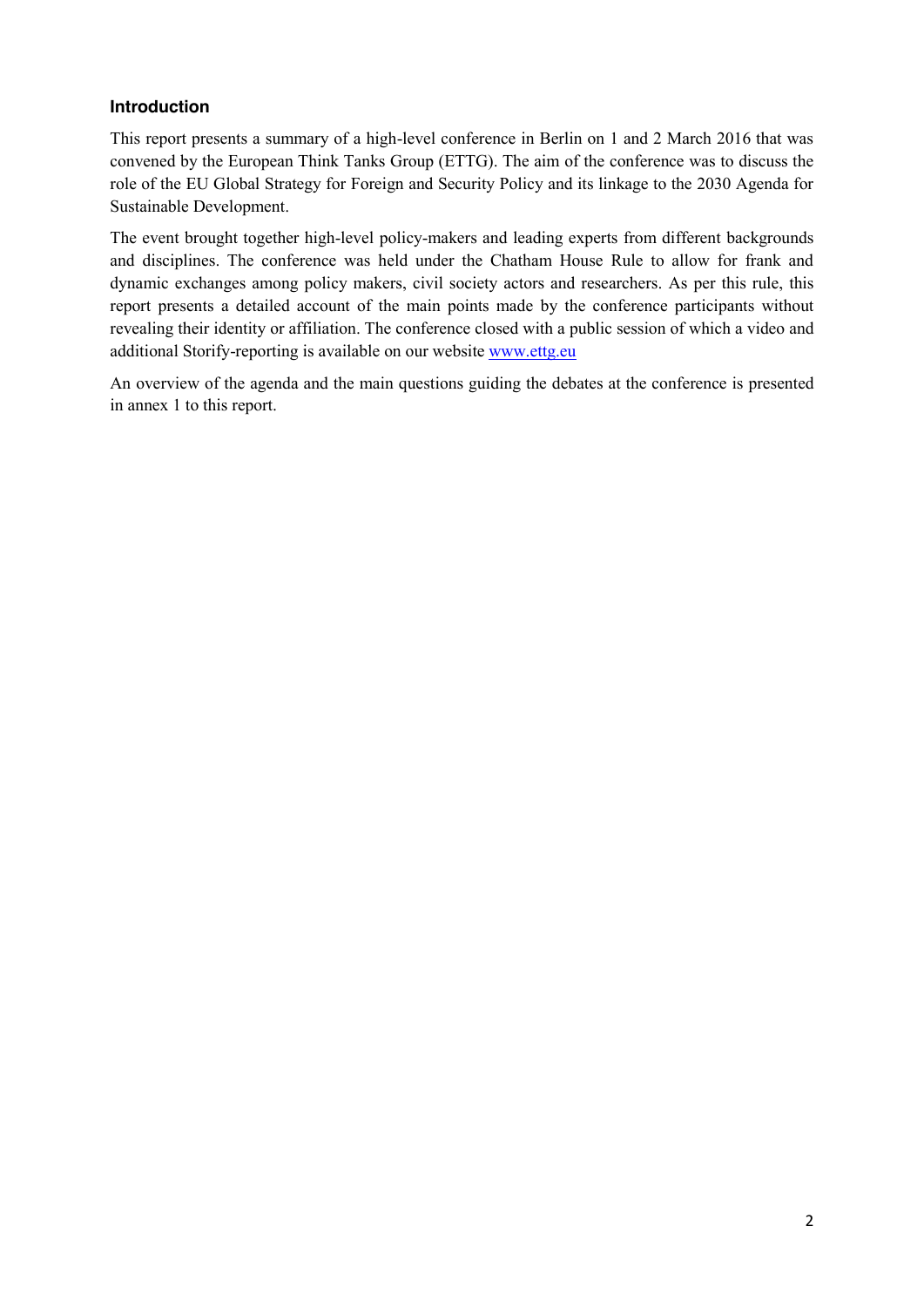## Introduction

This report presents a summary of a high-level conference in Berlin on 1 and 2 March 2016 that was convened by the European Think Tanks Group (ETTG). The aim of the conference was to discuss the role of the EU Global Strategy for Foreign and Security Policy and its linkage to the 2030 Agenda for Sustainable Development.

The event brought together high-level policy-makers and leading experts from different backgrounds and disciplines. The conference was held under the Chatham House Rule to allow for frank and dynamic exchanges among policy makers, civil society actors and researchers. As per this rule, this report presents a detailed account of the main points made by the conference participants without revealing their identity or affiliation. The conference closed with a public session of which a video and additional Storify-reporting is available on our website [www.ettg.eu](http://www.ettg.eu)

An overview of the agenda and the main questions guiding the debates at the conference is presented in annex 1 to this report.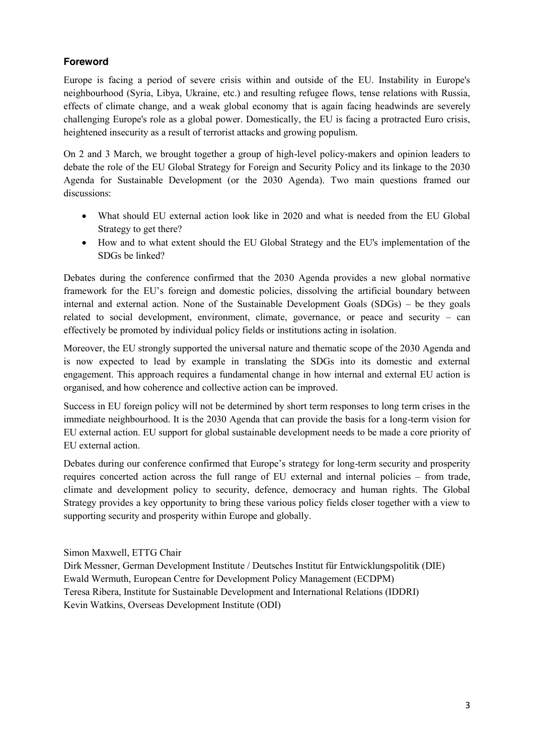## Foreword

Europe is facing a period of severe crisis within and outside of the EU. Instability in Europe's neighbourhood (Syria, Libya, Ukraine, etc.) and resulting refugee flows, tense relations with Russia, effects of climate change, and a weak global economy that is again facing headwinds are severely challenging Europe's role as a global power. Domestically, the EU is facing a protracted Euro crisis, heightened insecurity as a result of terrorist attacks and growing populism.

On 2 and 3 March, we brought together a group of high-level policy-makers and opinion leaders to debate the role of the EU Global Strategy for Foreign and Security Policy and its linkage to the 2030 Agenda for Sustainable Development (or the 2030 Agenda). Two main questions framed our discussions:

- What should EU external action look like in 2020 and what is needed from the EU Global Strategy to get there?
- How and to what extent should the EU Global Strategy and the EU's implementation of the SDGs be linked?

Debates during the conference confirmed that the 2030 Agenda provides a new global normative framework for the EU's foreign and domestic policies, dissolving the artificial boundary between internal and external action. None of the Sustainable Development Goals (SDGs) – be they goals related to social development, environment, climate, governance, or peace and security – can effectively be promoted by individual policy fields or institutions acting in isolation.

Moreover, the EU strongly supported the universal nature and thematic scope of the 2030 Agenda and is now expected to lead by example in translating the SDGs into its domestic and external engagement. This approach requires a fundamental change in how internal and external EU action is organised, and how coherence and collective action can be improved.

Success in EU foreign policy will not be determined by short term responses to long term crises in the immediate neighbourhood. It is the 2030 Agenda that can provide the basis for a long-term vision for EU external action. EU support for global sustainable development needs to be made a core priority of EU external action.

Debates during our conference confirmed that Europe's strategy for long-term security and prosperity requires concerted action across the full range of EU external and internal policies – from trade, climate and development policy to security, defence, democracy and human rights. The Global Strategy provides a key opportunity to bring these various policy fields closer together with a view to supporting security and prosperity within Europe and globally.

Simon Maxwell, ETTG Chair
Dirk Messner, German Development Institute / Deutsches Institut für Entwicklungspolitik (DIE)
Ewald Wermuth, European Centre for Development Policy Management (ECDPM)
Teresa Ribera, Institute for Sustainable Development and International Relations (IDDRI)
Kevin Watkins, Overseas Development Institute (ODI)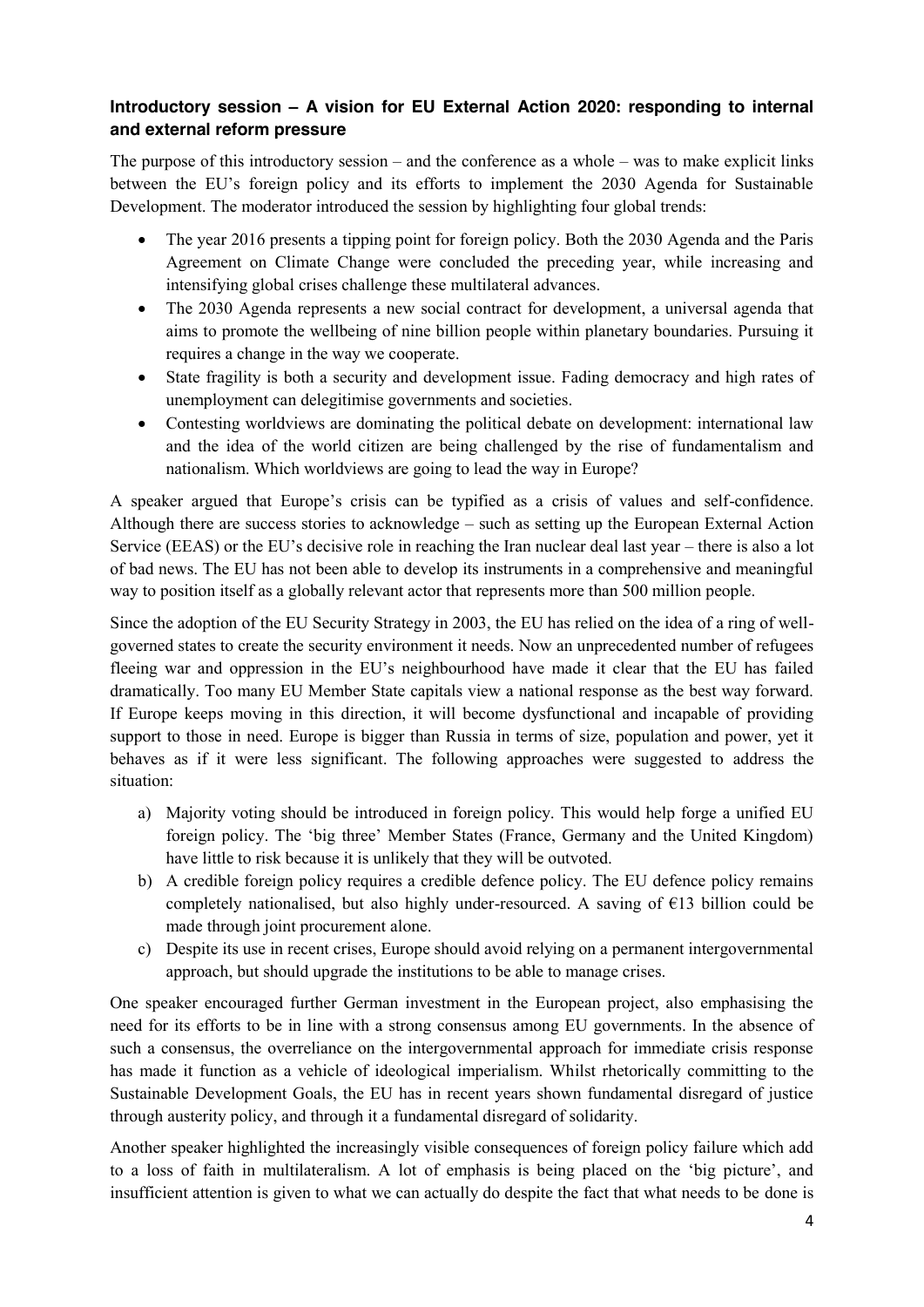### Introductory session – A vision for EU External Action 2020: responding to internal and external reform pressure

The purpose of this introductory session – and the conference as a whole – was to make explicit links between the EU's foreign policy and its efforts to implement the 2030 Agenda for Sustainable Development. The moderator introduced the session by highlighting four global trends:

- The year 2016 presents a tipping point for foreign policy. Both the 2030 Agenda and the Paris Agreement on Climate Change were concluded the preceding year, while increasing and intensifying global crises challenge these multilateral advances.
- The 2030 Agenda represents a new social contract for development, a universal agenda that aims to promote the wellbeing of nine billion people within planetary boundaries. Pursuing it requires a change in the way we cooperate.
- State fragility is both a security and development issue. Fading democracy and high rates of unemployment can delegitimise governments and societies.
- Contesting worldviews are dominating the political debate on development: international law and the idea of the world citizen are being challenged by the rise of fundamentalism and nationalism. Which worldviews are going to lead the way in Europe?

A speaker argued that Europe's crisis can be typified as a crisis of values and self-confidence. Although there are success stories to acknowledge – such as setting up the European External Action Service (EEAS) or the EU's decisive role in reaching the Iran nuclear deal last year – there is also a lot of bad news. The EU has not been able to develop its instruments in a comprehensive and meaningful way to position itself as a globally relevant actor that represents more than 500 million people.

Since the adoption of the EU Security Strategy in 2003, the EU has relied on the idea of a ring of well-governed states to create the security environment it needs. Now an unprecedented number of refugees fleeing war and oppression in the EU's neighbourhood have made it clear that the EU has failed dramatically. Too many EU Member State capitals view a national response as the best way forward. If Europe keeps moving in this direction, it will become dysfunctional and incapable of providing support to those in need. Europe is bigger than Russia in terms of size, population and power, yet it behaves as if it were less significant. The following approaches were suggested to address the situation:

a) Majority voting should be introduced in foreign policy. This would help forge a unified EU foreign policy. The 'big three' Member States (France, Germany and the United Kingdom) have little to risk because it is unlikely that they will be outvoted.
b) A credible foreign policy requires a credible defence policy. The EU defence policy remains completely nationalised, but also highly under-resourced. A saving of €13 billion could be made through joint procurement alone.
c) Despite its use in recent crises, Europe should avoid relying on a permanent intergovernmental approach, but should upgrade the institutions to be able to manage crises.

One speaker encouraged further German investment in the European project, also emphasising the need for its efforts to be in line with a strong consensus among EU governments. In the absence of such a consensus, the overreliance on the intergovernmental approach for immediate crisis response has made it function as a vehicle of ideological imperialism. Whilst rhetorically committing to the Sustainable Development Goals, the EU has in recent years shown fundamental disregard of justice through austerity policy, and through it a fundamental disregard of solidarity.

Another speaker highlighted the increasingly visible consequences of foreign policy failure which add to a loss of faith in multilateralism. A lot of emphasis is being placed on the 'big picture', and insufficient attention is given to what we can actually do despite the fact that what needs to be done is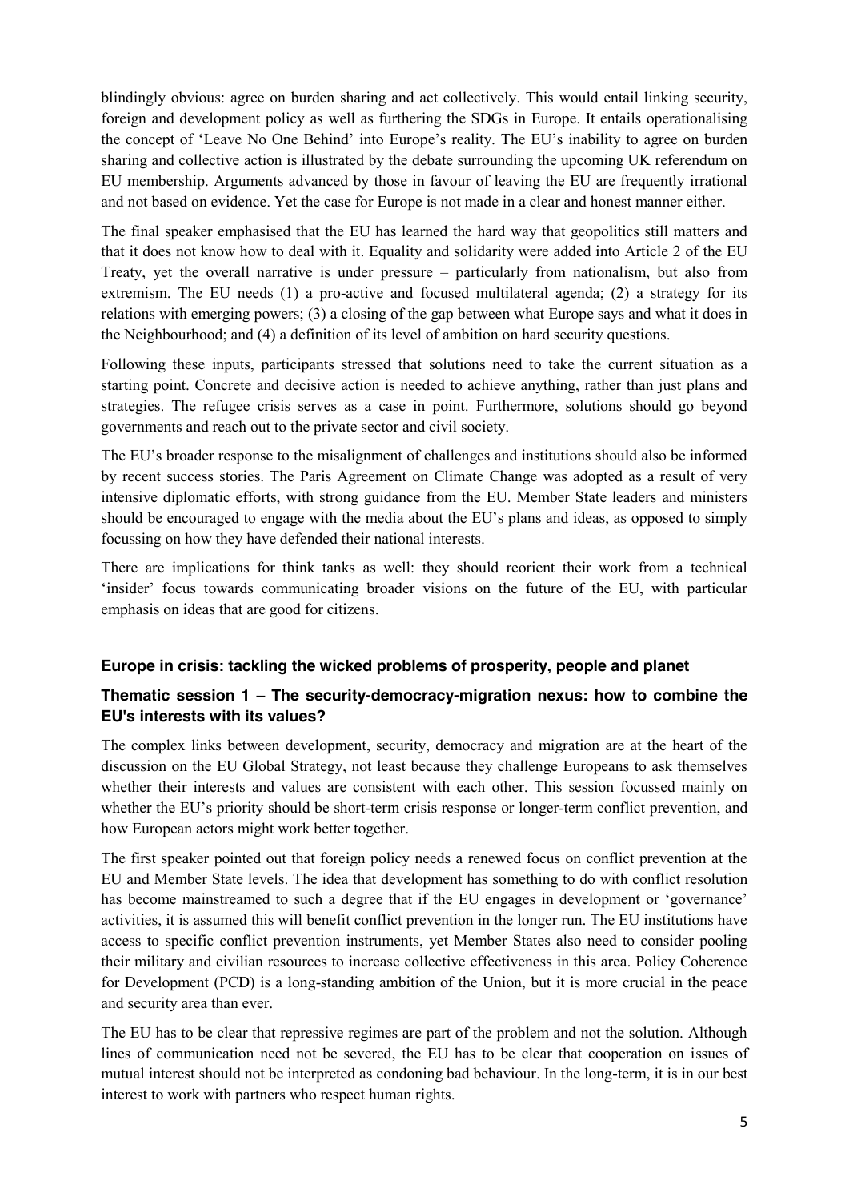blindingly obvious: agree on burden sharing and act collectively. This would entail linking security, foreign and development policy as well as furthering the SDGs in Europe. It entails operationalising the concept of 'Leave No One Behind' into Europe's reality. The EU's inability to agree on burden sharing and collective action is illustrated by the debate surrounding the upcoming UK referendum on EU membership. Arguments advanced by those in favour of leaving the EU are frequently irrational and not based on evidence. Yet the case for Europe is not made in a clear and honest manner either.

The final speaker emphasised that the EU has learned the hard way that geopolitics still matters and that it does not know how to deal with it. Equality and solidarity were added into Article 2 of the EU Treaty, yet the overall narrative is under pressure – particularly from nationalism, but also from extremism. The EU needs (1) a pro-active and focused multilateral agenda; (2) a strategy for its relations with emerging powers; (3) a closing of the gap between what Europe says and what it does in the Neighbourhood; and (4) a definition of its level of ambition on hard security questions.

Following these inputs, participants stressed that solutions need to take the current situation as a starting point. Concrete and decisive action is needed to achieve anything, rather than just plans and strategies. The refugee crisis serves as a case in point. Furthermore, solutions should go beyond governments and reach out to the private sector and civil society.

The EU's broader response to the misalignment of challenges and institutions should also be informed by recent success stories. The Paris Agreement on Climate Change was adopted as a result of very intensive diplomatic efforts, with strong guidance from the EU. Member State leaders and ministers should be encouraged to engage with the media about the EU's plans and ideas, as opposed to simply focussing on how they have defended their national interests.

There are implications for think tanks as well: they should reorient their work from a technical 'insider' focus towards communicating broader visions on the future of the EU, with particular emphasis on ideas that are good for citizens.

### Europe in crisis: tackling the wicked problems of prosperity, people and planet

### Thematic session 1 – The security-democracy-migration nexus: how to combine the EU's interests with its values?

The complex links between development, security, democracy and migration are at the heart of the discussion on the EU Global Strategy, not least because they challenge Europeans to ask themselves whether their interests and values are consistent with each other. This session focussed mainly on whether the EU's priority should be short-term crisis response or longer-term conflict prevention, and how European actors might work better together.

The first speaker pointed out that foreign policy needs a renewed focus on conflict prevention at the EU and Member State levels. The idea that development has something to do with conflict resolution has become mainstreamed to such a degree that if the EU engages in development or 'governance' activities, it is assumed this will benefit conflict prevention in the longer run. The EU institutions have access to specific conflict prevention instruments, yet Member States also need to consider pooling their military and civilian resources to increase collective effectiveness in this area. Policy Coherence for Development (PCD) is a long-standing ambition of the Union, but it is more crucial in the peace and security area than ever.

The EU has to be clear that repressive regimes are part of the problem and not the solution. Although lines of communication need not be severed, the EU has to be clear that cooperation on issues of mutual interest should not be interpreted as condoning bad behaviour. In the long-term, it is in our best interest to work with partners who respect human rights.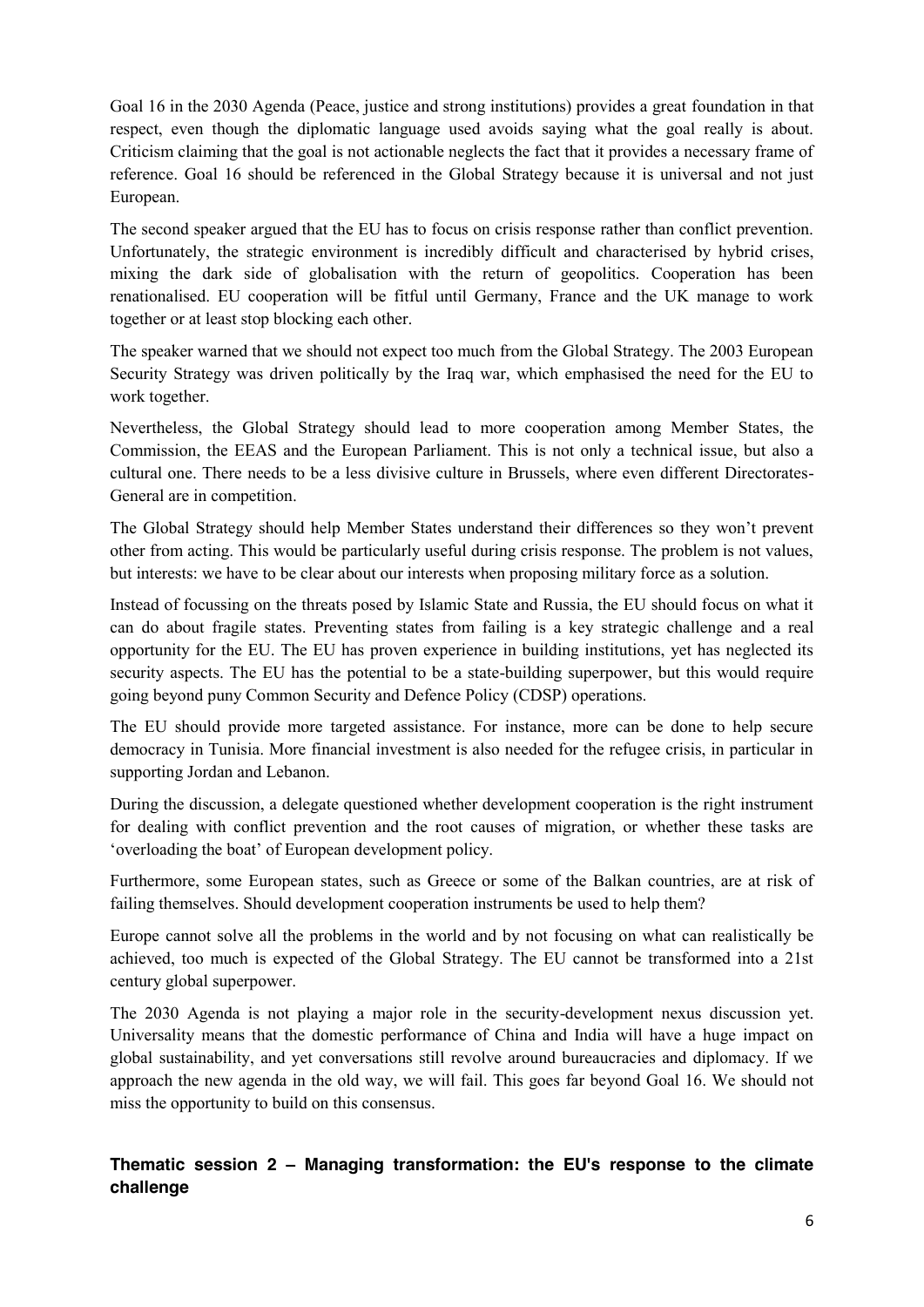Goal 16 in the 2030 Agenda (Peace, justice and strong institutions) provides a great foundation in that respect, even though the diplomatic language used avoids saying what the goal really is about. Criticism claiming that the goal is not actionable neglects the fact that it provides a necessary frame of reference. Goal 16 should be referenced in the Global Strategy because it is universal and not just European.

The second speaker argued that the EU has to focus on crisis response rather than conflict prevention. Unfortunately, the strategic environment is incredibly difficult and characterised by hybrid crises, mixing the dark side of globalisation with the return of geopolitics. Cooperation has been renationalised. EU cooperation will be fitful until Germany, France and the UK manage to work together or at least stop blocking each other.

The speaker warned that we should not expect too much from the Global Strategy. The 2003 European Security Strategy was driven politically by the Iraq war, which emphasised the need for the EU to work together.

Nevertheless, the Global Strategy should lead to more cooperation among Member States, the Commission, the EEAS and the European Parliament. This is not only a technical issue, but also a cultural one. There needs to be a less divisive culture in Brussels, where even different Directorates-General are in competition.

The Global Strategy should help Member States understand their differences so they won't prevent other from acting. This would be particularly useful during crisis response. The problem is not values, but interests: we have to be clear about our interests when proposing military force as a solution.

Instead of focussing on the threats posed by Islamic State and Russia, the EU should focus on what it can do about fragile states. Preventing states from failing is a key strategic challenge and a real opportunity for the EU. The EU has proven experience in building institutions, yet has neglected its security aspects. The EU has the potential to be a state-building superpower, but this would require going beyond puny Common Security and Defence Policy (CDSP) operations.

The EU should provide more targeted assistance. For instance, more can be done to help secure democracy in Tunisia. More financial investment is also needed for the refugee crisis, in particular in supporting Jordan and Lebanon.

During the discussion, a delegate questioned whether development cooperation is the right instrument for dealing with conflict prevention and the root causes of migration, or whether these tasks are 'overloading the boat' of European development policy.

Furthermore, some European states, such as Greece or some of the Balkan countries, are at risk of failing themselves. Should development cooperation instruments be used to help them?

Europe cannot solve all the problems in the world and by not focusing on what can realistically be achieved, too much is expected of the Global Strategy. The EU cannot be transformed into a 21st century global superpower.

The 2030 Agenda is not playing a major role in the security-development nexus discussion yet. Universality means that the domestic performance of China and India will have a huge impact on global sustainability, and yet conversations still revolve around bureaucracies and diplomacy. If we approach the new agenda in the old way, we will fail. This goes far beyond Goal 16. We should not miss the opportunity to build on this consensus.

### Thematic session 2 – Managing transformation: the EU's response to the climate challenge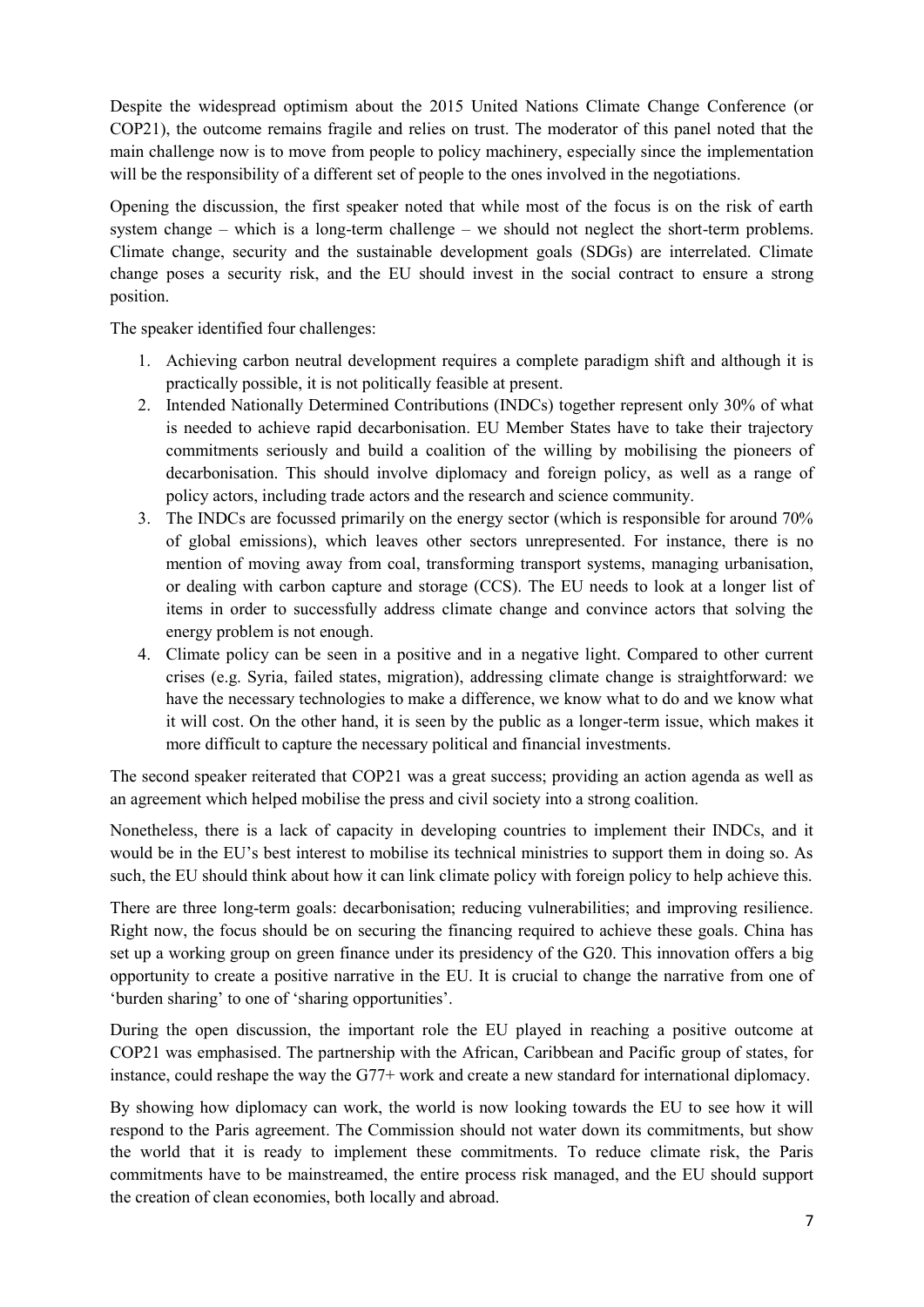Despite the widespread optimism about the 2015 United Nations Climate Change Conference (or COP21), the outcome remains fragile and relies on trust. The moderator of this panel noted that the main challenge now is to move from people to policy machinery, especially since the implementation will be the responsibility of a different set of people to the ones involved in the negotiations.

Opening the discussion, the first speaker noted that while most of the focus is on the risk of earth system change – which is a long-term challenge – we should not neglect the short-term problems. Climate change, security and the sustainable development goals (SDGs) are interrelated. Climate change poses a security risk, and the EU should invest in the social contract to ensure a strong position.

The speaker identified four challenges:

1. Achieving carbon neutral development requires a complete paradigm shift and although it is practically possible, it is not politically feasible at present.
2. Intended Nationally Determined Contributions (INDCs) together represent only 30% of what is needed to achieve rapid decarbonisation. EU Member States have to take their trajectory commitments seriously and build a coalition of the willing by mobilising the pioneers of decarbonisation. This should involve diplomacy and foreign policy, as well as a range of policy actors, including trade actors and the research and science community.
3. The INDCs are focussed primarily on the energy sector (which is responsible for around 70% of global emissions), which leaves other sectors unrepresented. For instance, there is no mention of moving away from coal, transforming transport systems, managing urbanisation, or dealing with carbon capture and storage (CCS). The EU needs to look at a longer list of items in order to successfully address climate change and convince actors that solving the energy problem is not enough.
4. Climate policy can be seen in a positive and in a negative light. Compared to other current crises (e.g. Syria, failed states, migration), addressing climate change is straightforward: we have the necessary technologies to make a difference, we know what to do and we know what it will cost. On the other hand, it is seen by the public as a longer-term issue, which makes it more difficult to capture the necessary political and financial investments.

The second speaker reiterated that COP21 was a great success; providing an action agenda as well as an agreement which helped mobilise the press and civil society into a strong coalition.

Nonetheless, there is a lack of capacity in developing countries to implement their INDCs, and it would be in the EU's best interest to mobilise its technical ministries to support them in doing so. As such, the EU should think about how it can link climate policy with foreign policy to help achieve this.

There are three long-term goals: decarbonisation; reducing vulnerabilities; and improving resilience. Right now, the focus should be on securing the financing required to achieve these goals. China has set up a working group on green finance under its presidency of the G20. This innovation offers a big opportunity to create a positive narrative in the EU. It is crucial to change the narrative from one of 'burden sharing' to one of 'sharing opportunities'.

During the open discussion, the important role the EU played in reaching a positive outcome at COP21 was emphasised. The partnership with the African, Caribbean and Pacific group of states, for instance, could reshape the way the G77+ work and create a new standard for international diplomacy.

By showing how diplomacy can work, the world is now looking towards the EU to see how it will respond to the Paris agreement. The Commission should not water down its commitments, but show the world that it is ready to implement these commitments. To reduce climate risk, the Paris commitments have to be mainstreamed, the entire process risk managed, and the EU should support the creation of clean economies, both locally and abroad.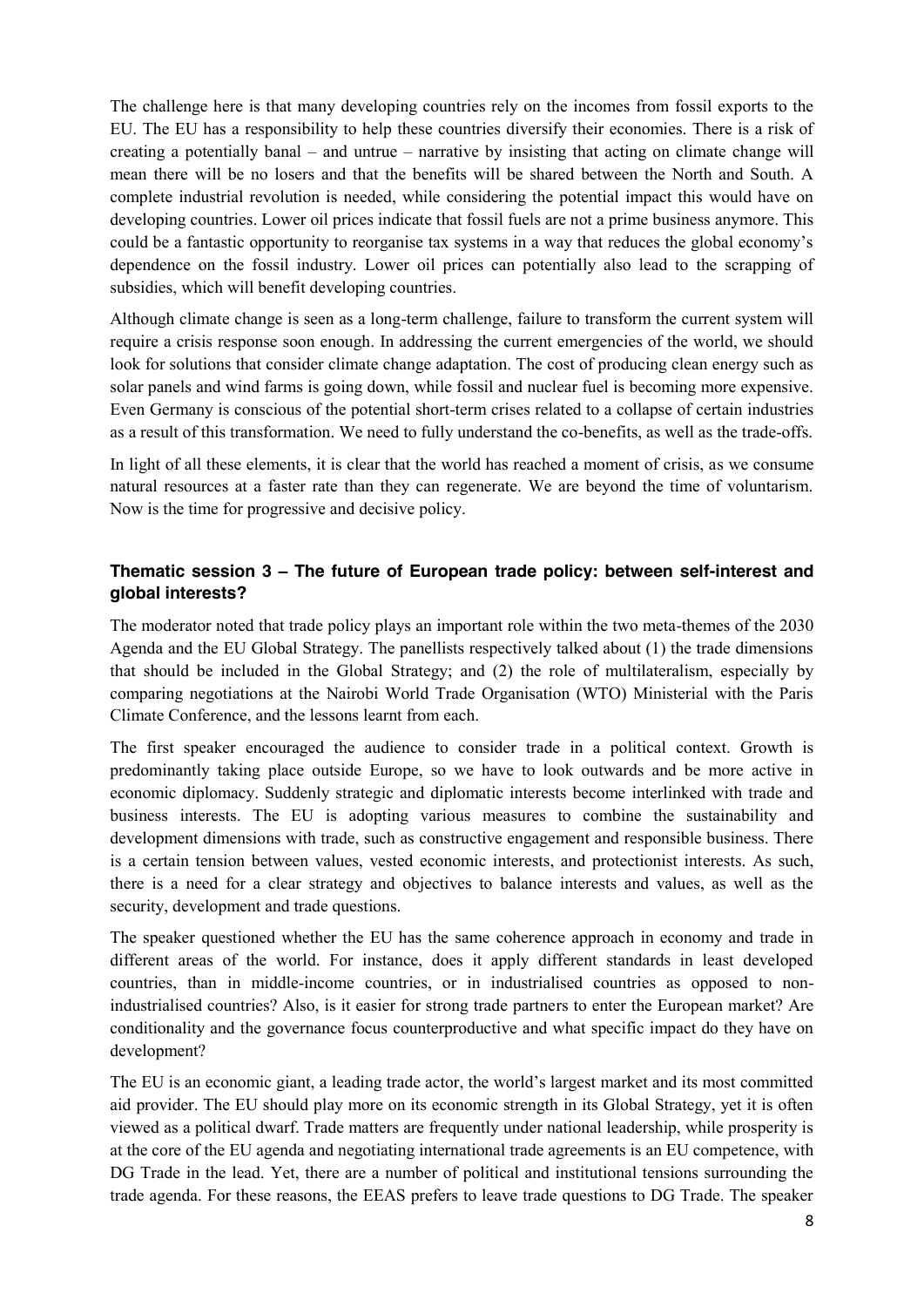The challenge here is that many developing countries rely on the incomes from fossil exports to the EU. The EU has a responsibility to help these countries diversify their economies. There is a risk of creating a potentially banal – and untrue – narrative by insisting that acting on climate change will mean there will be no losers and that the benefits will be shared between the North and South. A complete industrial revolution is needed, while considering the potential impact this would have on developing countries. Lower oil prices indicate that fossil fuels are not a prime business anymore. This could be a fantastic opportunity to reorganise tax systems in a way that reduces the global economy's dependence on the fossil industry. Lower oil prices can potentially also lead to the scrapping of subsidies, which will benefit developing countries.

Although climate change is seen as a long-term challenge, failure to transform the current system will require a crisis response soon enough. In addressing the current emergencies of the world, we should look for solutions that consider climate change adaptation. The cost of producing clean energy such as solar panels and wind farms is going down, while fossil and nuclear fuel is becoming more expensive. Even Germany is conscious of the potential short-term crises related to a collapse of certain industries as a result of this transformation. We need to fully understand the co-benefits, as well as the trade-offs.

In light of all these elements, it is clear that the world has reached a moment of crisis, as we consume natural resources at a faster rate than they can regenerate. We are beyond the time of voluntarism. Now is the time for progressive and decisive policy.

### Thematic session 3 – The future of European trade policy: between self-interest and global interests?

The moderator noted that trade policy plays an important role within the two meta-themes of the 2030 Agenda and the EU Global Strategy. The panellists respectively talked about (1) the trade dimensions that should be included in the Global Strategy; and (2) the role of multilateralism, especially by comparing negotiations at the Nairobi World Trade Organisation (WTO) Ministerial with the Paris Climate Conference, and the lessons learnt from each.

The first speaker encouraged the audience to consider trade in a political context. Growth is predominantly taking place outside Europe, so we have to look outwards and be more active in economic diplomacy. Suddenly strategic and diplomatic interests become interlinked with trade and business interests. The EU is adopting various measures to combine the sustainability and development dimensions with trade, such as constructive engagement and responsible business. There is a certain tension between values, vested economic interests, and protectionist interests. As such, there is a need for a clear strategy and objectives to balance interests and values, as well as the security, development and trade questions.

The speaker questioned whether the EU has the same coherence approach in economy and trade in different areas of the world. For instance, does it apply different standards in least developed countries, than in middle-income countries, or in industrialised countries as opposed to non-industrialised countries? Also, is it easier for strong trade partners to enter the European market? Are conditionality and the governance focus counterproductive and what specific impact do they have on development?

The EU is an economic giant, a leading trade actor, the world's largest market and its most committed aid provider. The EU should play more on its economic strength in its Global Strategy, yet it is often viewed as a political dwarf. Trade matters are frequently under national leadership, while prosperity is at the core of the EU agenda and negotiating international trade agreements is an EU competence, with DG Trade in the lead. Yet, there are a number of political and institutional tensions surrounding the trade agenda. For these reasons, the EEAS prefers to leave trade questions to DG Trade. The speaker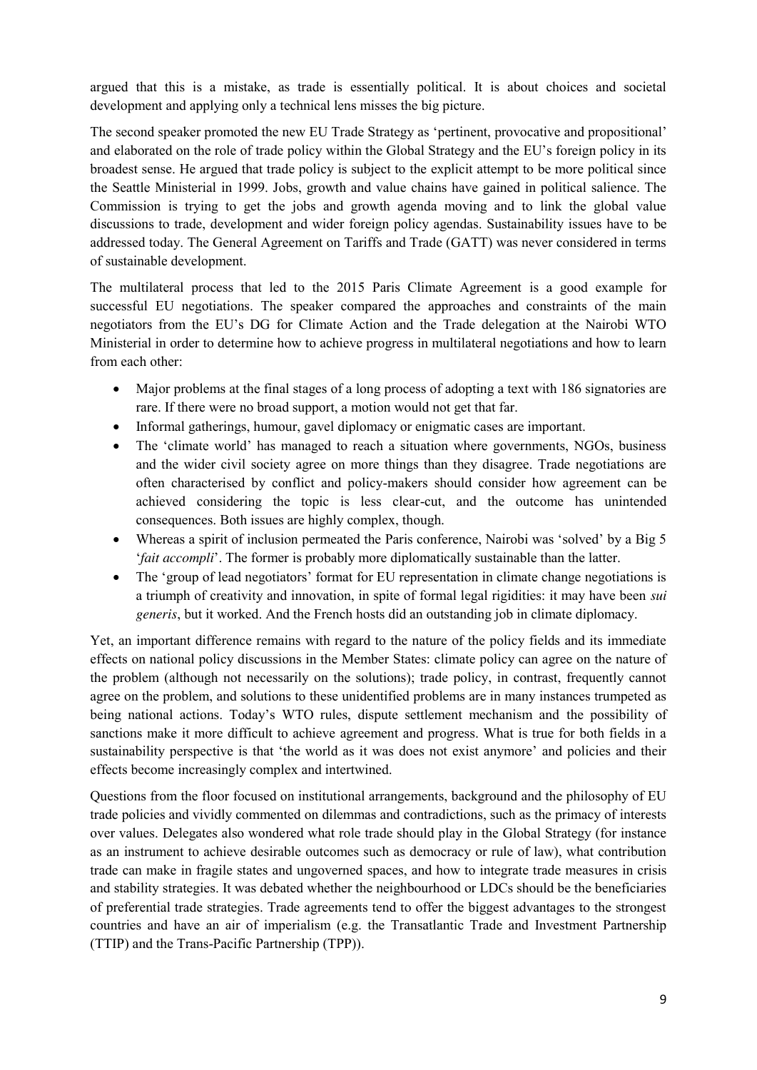argued that this is a mistake, as trade is essentially political. It is about choices and societal development and applying only a technical lens misses the big picture.

The second speaker promoted the new EU Trade Strategy as 'pertinent, provocative and propositional' and elaborated on the role of trade policy within the Global Strategy and the EU's foreign policy in its broadest sense. He argued that trade policy is subject to the explicit attempt to be more political since the Seattle Ministerial in 1999. Jobs, growth and value chains have gained in political salience. The Commission is trying to get the jobs and growth agenda moving and to link the global value discussions to trade, development and wider foreign policy agendas. Sustainability issues have to be addressed today. The General Agreement on Tariffs and Trade (GATT) was never considered in terms of sustainable development.

The multilateral process that led to the 2015 Paris Climate Agreement is a good example for successful EU negotiations. The speaker compared the approaches and constraints of the main negotiators from the EU's DG for Climate Action and the Trade delegation at the Nairobi WTO Ministerial in order to determine how to achieve progress in multilateral negotiations and how to learn from each other:

- Major problems at the final stages of a long process of adopting a text with 186 signatories are rare. If there were no broad support, a motion would not get that far.
- Informal gatherings, humour, gavel diplomacy or enigmatic cases are important.
- The 'climate world' has managed to reach a situation where governments, NGOs, business and the wider civil society agree on more things than they disagree. Trade negotiations are often characterised by conflict and policy-makers should consider how agreement can be achieved considering the topic is less clear-cut, and the outcome has unintended consequences. Both issues are highly complex, though.
- Whereas a spirit of inclusion permeated the Paris conference, Nairobi was 'solved' by a Big 5 '*fait accompli*'. The former is probably more diplomatically sustainable than the latter.
- The 'group of lead negotiators' format for EU representation in climate change negotiations is a triumph of creativity and innovation, in spite of formal legal rigidities: it may have been *sui generis*, but it worked. And the French hosts did an outstanding job in climate diplomacy.

Yet, an important difference remains with regard to the nature of the policy fields and its immediate effects on national policy discussions in the Member States: climate policy can agree on the nature of the problem (although not necessarily on the solutions); trade policy, in contrast, frequently cannot agree on the problem, and solutions to these unidentified problems are in many instances trumpeted as being national actions. Today's WTO rules, dispute settlement mechanism and the possibility of sanctions make it more difficult to achieve agreement and progress. What is true for both fields in a sustainability perspective is that 'the world as it was does not exist anymore' and policies and their effects become increasingly complex and intertwined.

Questions from the floor focused on institutional arrangements, background and the philosophy of EU trade policies and vividly commented on dilemmas and contradictions, such as the primacy of interests over values. Delegates also wondered what role trade should play in the Global Strategy (for instance as an instrument to achieve desirable outcomes such as democracy or rule of law), what contribution trade can make in fragile states and ungoverned spaces, and how to integrate trade measures in crisis and stability strategies. It was debated whether the neighbourhood or LDCs should be the beneficiaries of preferential trade strategies. Trade agreements tend to offer the biggest advantages to the strongest countries and have an air of imperialism (e.g. the Transatlantic Trade and Investment Partnership (TTIP) and the Trans-Pacific Partnership (TPP)).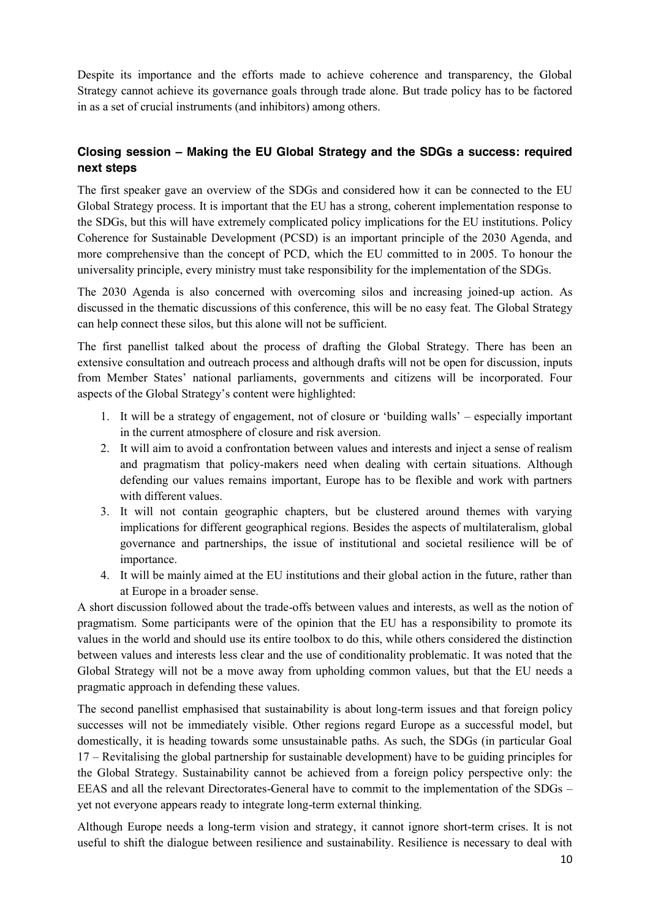Despite its importance and the efforts made to achieve coherence and transparency, the Global Strategy cannot achieve its governance goals through trade alone. But trade policy has to be factored in as a set of crucial instruments (and inhibitors) among others.

### Closing session – Making the EU Global Strategy and the SDGs a success: required next steps

The first speaker gave an overview of the SDGs and considered how it can be connected to the EU Global Strategy process. It is important that the EU has a strong, coherent implementation response to the SDGs, but this will have extremely complicated policy implications for the EU institutions. Policy Coherence for Sustainable Development (PCSD) is an important principle of the 2030 Agenda, and more comprehensive than the concept of PCD, which the EU committed to in 2005. To honour the universality principle, every ministry must take responsibility for the implementation of the SDGs.

The 2030 Agenda is also concerned with overcoming silos and increasing joined-up action. As discussed in the thematic discussions of this conference, this will be no easy feat. The Global Strategy can help connect these silos, but this alone will not be sufficient.

The first panellist talked about the process of drafting the Global Strategy. There has been an extensive consultation and outreach process and although drafts will not be open for discussion, inputs from Member States' national parliaments, governments and citizens will be incorporated. Four aspects of the Global Strategy's content were highlighted:

1. It will be a strategy of engagement, not of closure or 'building walls' – especially important in the current atmosphere of closure and risk aversion.
2. It will aim to avoid a confrontation between values and interests and inject a sense of realism and pragmatism that policy-makers need when dealing with certain situations. Although defending our values remains important, Europe has to be flexible and work with partners with different values.
3. It will not contain geographic chapters, but be clustered around themes with varying implications for different geographical regions. Besides the aspects of multilateralism, global governance and partnerships, the issue of institutional and societal resilience will be of importance.
4. It will be mainly aimed at the EU institutions and their global action in the future, rather than at Europe in a broader sense.

A short discussion followed about the trade-offs between values and interests, as well as the notion of pragmatism. Some participants were of the opinion that the EU has a responsibility to promote its values in the world and should use its entire toolbox to do this, while others considered the distinction between values and interests less clear and the use of conditionality problematic. It was noted that the Global Strategy will not be a move away from upholding common values, but that the EU needs a pragmatic approach in defending these values.

The second panellist emphasised that sustainability is about long-term issues and that foreign policy successes will not be immediately visible. Other regions regard Europe as a successful model, but domestically, it is heading towards some unsustainable paths. As such, the SDGs (in particular Goal 17 – Revitalising the global partnership for sustainable development) have to be guiding principles for the Global Strategy. Sustainability cannot be achieved from a foreign policy perspective only: the EEAS and all the relevant Directorates-General have to commit to the implementation of the SDGs – yet not everyone appears ready to integrate long-term external thinking.

Although Europe needs a long-term vision and strategy, it cannot ignore short-term crises. It is not useful to shift the dialogue between resilience and sustainability. Resilience is necessary to deal with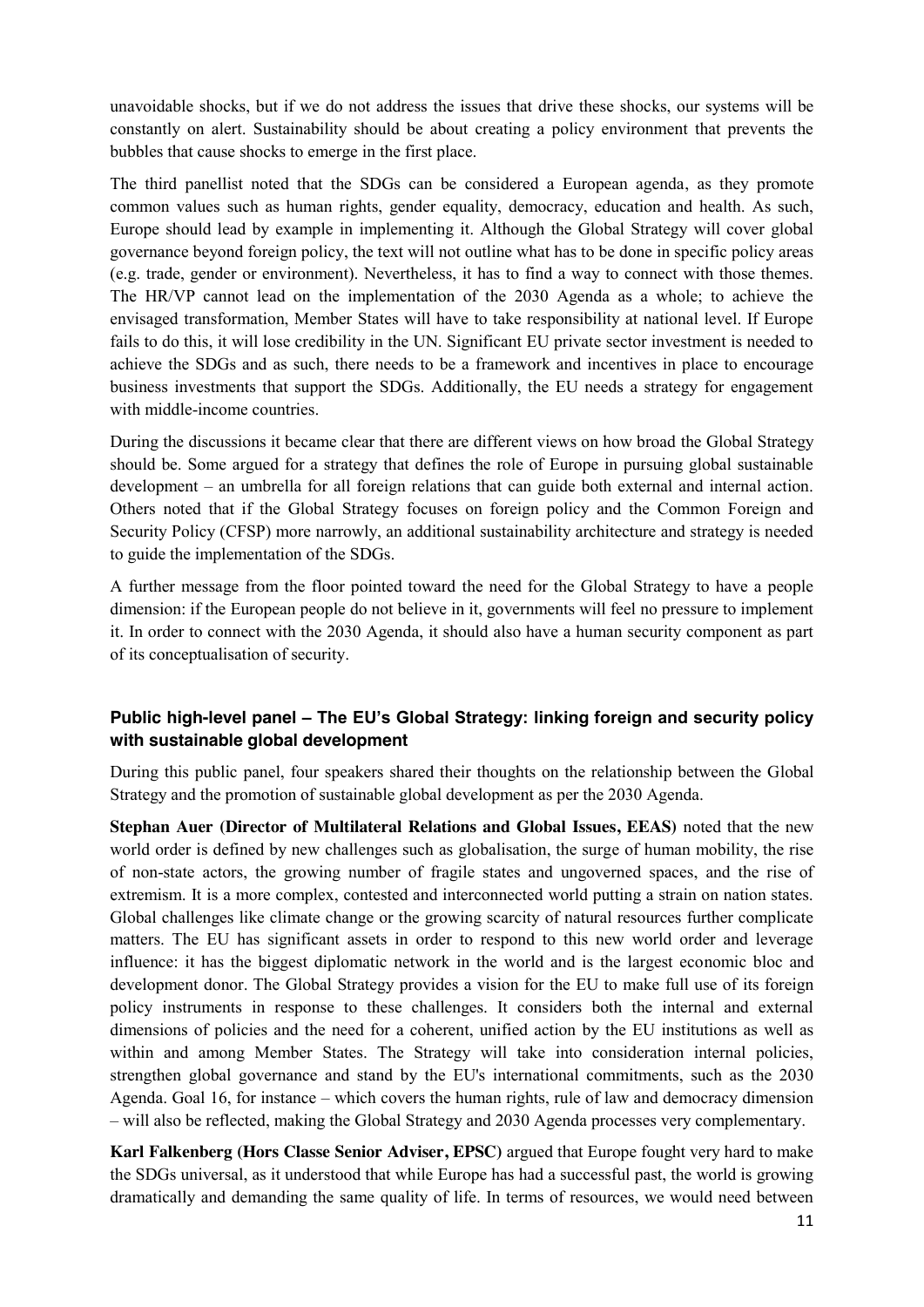unavoidable shocks, but if we do not address the issues that drive these shocks, our systems will be constantly on alert. Sustainability should be about creating a policy environment that prevents the bubbles that cause shocks to emerge in the first place.

The third panellist noted that the SDGs can be considered a European agenda, as they promote common values such as human rights, gender equality, democracy, education and health. As such, Europe should lead by example in implementing it. Although the Global Strategy will cover global governance beyond foreign policy, the text will not outline what has to be done in specific policy areas (e.g. trade, gender or environment). Nevertheless, it has to find a way to connect with those themes. The HR/VP cannot lead on the implementation of the 2030 Agenda as a whole; to achieve the envisaged transformation, Member States will have to take responsibility at national level. If Europe fails to do this, it will lose credibility in the UN. Significant EU private sector investment is needed to achieve the SDGs and as such, there needs to be a framework and incentives in place to encourage business investments that support the SDGs. Additionally, the EU needs a strategy for engagement with middle-income countries.

During the discussions it became clear that there are different views on how broad the Global Strategy should be. Some argued for a strategy that defines the role of Europe in pursuing global sustainable development – an umbrella for all foreign relations that can guide both external and internal action. Others noted that if the Global Strategy focuses on foreign policy and the Common Foreign and Security Policy (CFSP) more narrowly, an additional sustainability architecture and strategy is needed to guide the implementation of the SDGs.

A further message from the floor pointed toward the need for the Global Strategy to have a people dimension: if the European people do not believe in it, governments will feel no pressure to implement it. In order to connect with the 2030 Agenda, it should also have a human security component as part of its conceptualisation of security.

### Public high-level panel – The EU's Global Strategy: linking foreign and security policy with sustainable global development

During this public panel, four speakers shared their thoughts on the relationship between the Global Strategy and the promotion of sustainable global development as per the 2030 Agenda.

**Stephan Auer (Director of Multilateral Relations and Global Issues, EEAS)** noted that the new world order is defined by new challenges such as globalisation, the surge of human mobility, the rise of non-state actors, the growing number of fragile states and ungoverned spaces, and the rise of extremism. It is a more complex, contested and interconnected world putting a strain on nation states. Global challenges like climate change or the growing scarcity of natural resources further complicate matters. The EU has significant assets in order to respond to this new world order and leverage influence: it has the biggest diplomatic network in the world and is the largest economic bloc and development donor. The Global Strategy provides a vision for the EU to make full use of its foreign policy instruments in response to these challenges. It considers both the internal and external dimensions of policies and the need for a coherent, unified action by the EU institutions as well as within and among Member States. The Strategy will take into consideration internal policies, strengthen global governance and stand by the EU's international commitments, such as the 2030 Agenda. Goal 16, for instance – which covers the human rights, rule of law and democracy dimension – will also be reflected, making the Global Strategy and 2030 Agenda processes very complementary.

**Karl Falkenberg (Hors Classe Senior Adviser, EPSC)** argued that Europe fought very hard to make the SDGs universal, as it understood that while Europe has had a successful past, the world is growing dramatically and demanding the same quality of life. In terms of resources, we would need between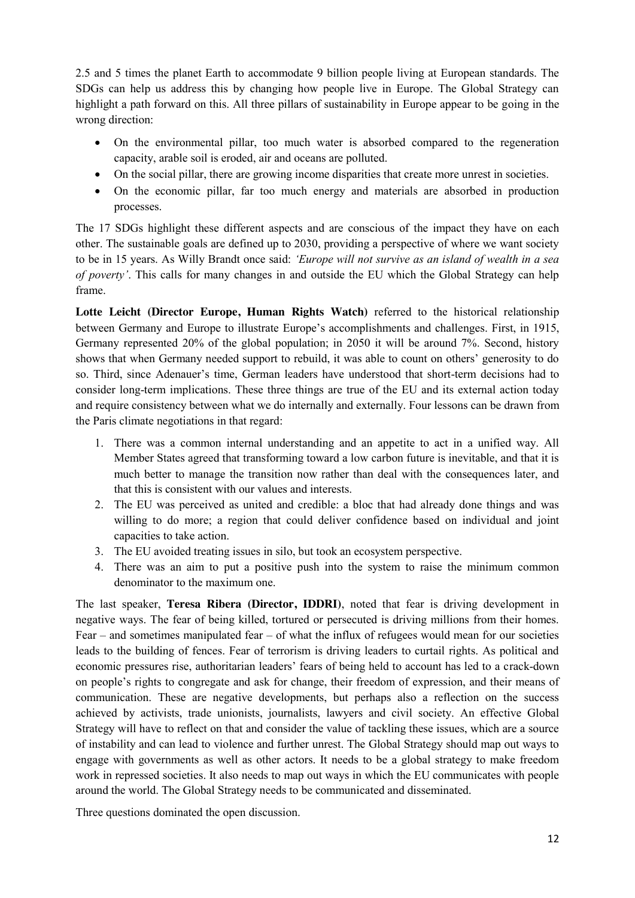2.5 and 5 times the planet Earth to accommodate 9 billion people living at European standards. The SDGs can help us address this by changing how people live in Europe. The Global Strategy can highlight a path forward on this. All three pillars of sustainability in Europe appear to be going in the wrong direction:

- On the environmental pillar, too much water is absorbed compared to the regeneration capacity, arable soil is eroded, air and oceans are polluted.
- On the social pillar, there are growing income disparities that create more unrest in societies.
- On the economic pillar, far too much energy and materials are absorbed in production processes.

The 17 SDGs highlight these different aspects and are conscious of the impact they have on each other. The sustainable goals are defined up to 2030, providing a perspective of where we want society to be in 15 years. As Willy Brandt once said: *'Europe will not survive as an island of wealth in a sea of poverty'*. This calls for many changes in and outside the EU which the Global Strategy can help frame.

**Lotte Leicht (Director Europe, Human Rights Watch)** referred to the historical relationship between Germany and Europe to illustrate Europe's accomplishments and challenges. First, in 1915, Germany represented 20% of the global population; in 2050 it will be around 7%. Second, history shows that when Germany needed support to rebuild, it was able to count on others' generosity to do so. Third, since Adenauer's time, German leaders have understood that short-term decisions had to consider long-term implications. These three things are true of the EU and its external action today and require consistency between what we do internally and externally. Four lessons can be drawn from the Paris climate negotiations in that regard:

1. There was a common internal understanding and an appetite to act in a unified way. All Member States agreed that transforming toward a low carbon future is inevitable, and that it is much better to manage the transition now rather than deal with the consequences later, and that this is consistent with our values and interests.
2. The EU was perceived as united and credible: a bloc that had already done things and was willing to do more; a region that could deliver confidence based on individual and joint capacities to take action.
3. The EU avoided treating issues in silo, but took an ecosystem perspective.
4. There was an aim to put a positive push into the system to raise the minimum common denominator to the maximum one.

The last speaker, **Teresa Ribera (Director, IDDRI)**, noted that fear is driving development in negative ways. The fear of being killed, tortured or persecuted is driving millions from their homes. Fear – and sometimes manipulated fear – of what the influx of refugees would mean for our societies leads to the building of fences. Fear of terrorism is driving leaders to curtail rights. As political and economic pressures rise, authoritarian leaders' fears of being held to account has led to a crack-down on people's rights to congregate and ask for change, their freedom of expression, and their means of communication. These are negative developments, but perhaps also a reflection on the success achieved by activists, trade unionists, journalists, lawyers and civil society. An effective Global Strategy will have to reflect on that and consider the value of tackling these issues, which are a source of instability and can lead to violence and further unrest. The Global Strategy should map out ways to engage with governments as well as other actors. It needs to be a global strategy to make freedom work in repressed societies. It also needs to map out ways in which the EU communicates with people around the world. The Global Strategy needs to be communicated and disseminated.

Three questions dominated the open discussion.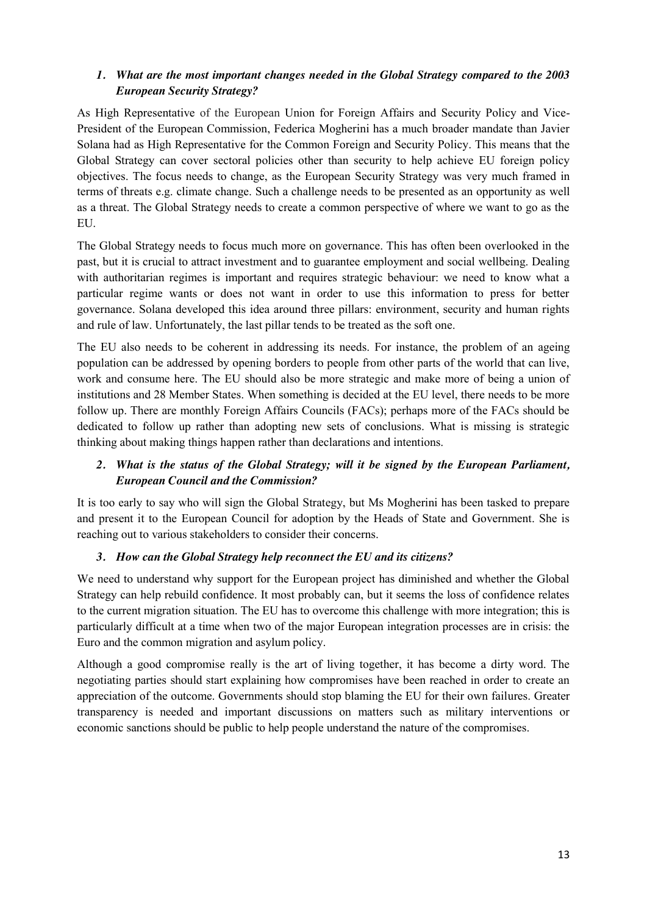### 1. *What are the most important changes needed in the Global Strategy compared to the 2003 European Security Strategy?*

As High Representative of the European Union for Foreign Affairs and Security Policy and Vice-President of the European Commission, Federica Mogherini has a much broader mandate than Javier Solana had as High Representative for the Common Foreign and Security Policy. This means that the Global Strategy can cover sectoral policies other than security to help achieve EU foreign policy objectives. The focus needs to change, as the European Security Strategy was very much framed in terms of threats e.g. climate change. Such a challenge needs to be presented as an opportunity as well as a threat. The Global Strategy needs to create a common perspective of where we want to go as the EU.

The Global Strategy needs to focus much more on governance. This has often been overlooked in the past, but it is crucial to attract investment and to guarantee employment and social wellbeing. Dealing with authoritarian regimes is important and requires strategic behaviour: we need to know what a particular regime wants or does not want in order to use this information to press for better governance. Solana developed this idea around three pillars: environment, security and human rights and rule of law. Unfortunately, the last pillar tends to be treated as the soft one.

The EU also needs to be coherent in addressing its needs. For instance, the problem of an ageing population can be addressed by opening borders to people from other parts of the world that can live, work and consume here. The EU should also be more strategic and make more of being a union of institutions and 28 Member States. When something is decided at the EU level, there needs to be more follow up. There are monthly Foreign Affairs Councils (FACs); perhaps more of the FACs should be dedicated to follow up rather than adopting new sets of conclusions. What is missing is strategic thinking about making things happen rather than declarations and intentions.

### 2. *What is the status of the Global Strategy; will it be signed by the European Parliament, European Council and the Commission?*

It is too early to say who will sign the Global Strategy, but Ms Mogherini has been tasked to prepare and present it to the European Council for adoption by the Heads of State and Government. She is reaching out to various stakeholders to consider their concerns.

### 3. *How can the Global Strategy help reconnect the EU and its citizens?*

We need to understand why support for the European project has diminished and whether the Global Strategy can help rebuild confidence. It most probably can, but it seems the loss of confidence relates to the current migration situation. The EU has to overcome this challenge with more integration; this is particularly difficult at a time when two of the major European integration processes are in crisis: the Euro and the common migration and asylum policy.

Although a good compromise really is the art of living together, it has become a dirty word. The negotiating parties should start explaining how compromises have been reached in order to create an appreciation of the outcome. Governments should stop blaming the EU for their own failures. Greater transparency is needed and important discussions on matters such as military interventions or economic sanctions should be public to help people understand the nature of the compromises.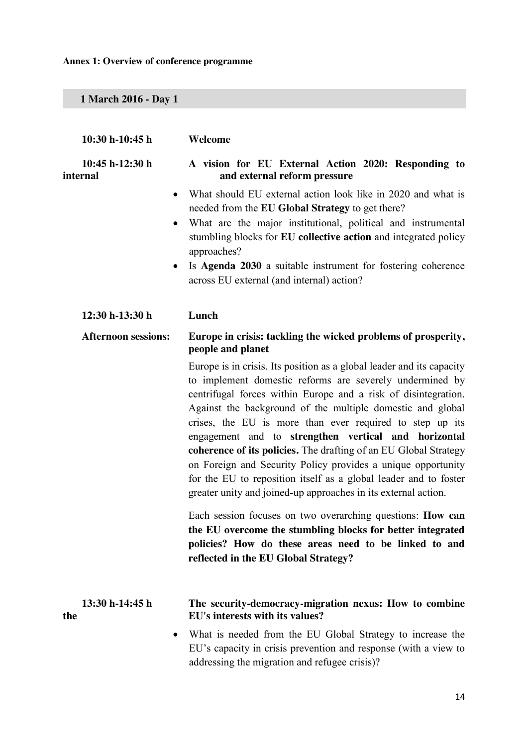**Annex 1: Overview of conference programme**

## 1 March 2016 - Day 1

**10:30 h-10:45 h** **Welcome**

**10:45 h-12:30 h** **A vision for EU External Action 2020: Responding to internal and external reform pressure**

- What should EU external action look like in 2020 and what is needed from the **EU Global Strategy** to get there?
- What are the major institutional, political and instrumental stumbling blocks for **EU collective action** and integrated policy approaches?
- Is **Agenda 2030** a suitable instrument for fostering coherence across EU external (and internal) action?

**12:30 h-13:30 h** **Lunch**

**Afternoon sessions:** **Europe in crisis: tackling the wicked problems of prosperity, people and planet**

Europe is in crisis. Its position as a global leader and its capacity to implement domestic reforms are severely undermined by centrifugal forces within Europe and a risk of disintegration. Against the background of the multiple domestic and global crises, the EU is more than ever required to step up its engagement and to **strengthen vertical and horizontal coherence of its policies.** The drafting of an EU Global Strategy on Foreign and Security Policy provides a unique opportunity for the EU to reposition itself as a global leader and to foster greater unity and joined-up approaches in its external action.

Each session focuses on two overarching questions: **How can the EU overcome the stumbling blocks for better integrated policies? How do these areas need to be linked to and reflected in the EU Global Strategy?**

**13:30 h-14:45 h** **The security-democracy-migration nexus: How to combine the EU's interests with its values?**

- What is needed from the EU Global Strategy to increase the EU's capacity in crisis prevention and response (with a view to addressing the migration and refugee crisis)?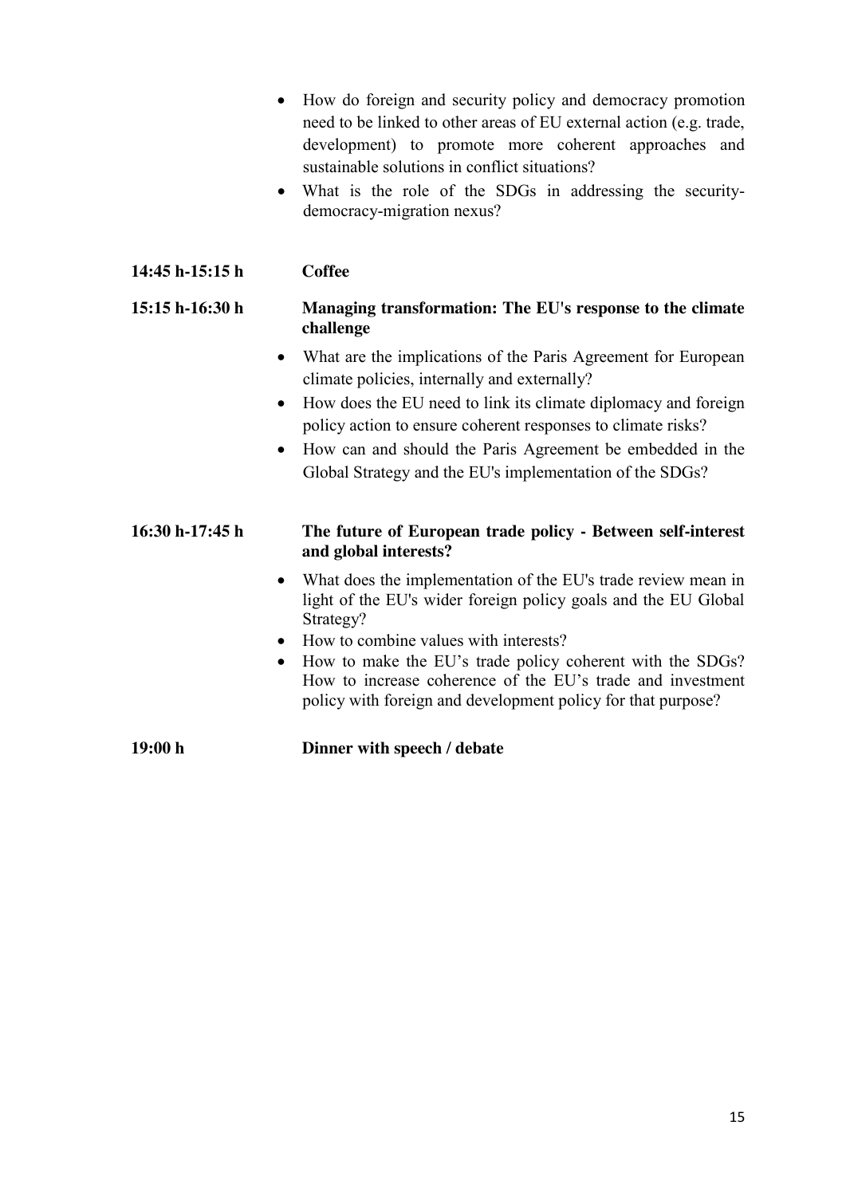- How do foreign and security policy and democracy promotion need to be linked to other areas of EU external action (e.g. trade, development) to promote more coherent approaches and sustainable solutions in conflict situations?
- What is the role of the SDGs in addressing the security-democracy-migration nexus?

**14:45 h-15:15 h** **Coffee**

**15:15 h-16:30 h** **Managing transformation: The EU's response to the climate challenge**

- What are the implications of the Paris Agreement for European climate policies, internally and externally?
- How does the EU need to link its climate diplomacy and foreign policy action to ensure coherent responses to climate risks?
- How can and should the Paris Agreement be embedded in the Global Strategy and the EU's implementation of the SDGs?

**16:30 h-17:45 h** **The future of European trade policy - Between self-interest and global interests?**

- What does the implementation of the EU's trade review mean in light of the EU's wider foreign policy goals and the EU Global Strategy?
- How to combine values with interests?
- How to make the EU's trade policy coherent with the SDGs? How to increase coherence of the EU's trade and investment policy with foreign and development policy for that purpose?

**19:00 h** **Dinner with speech / debate**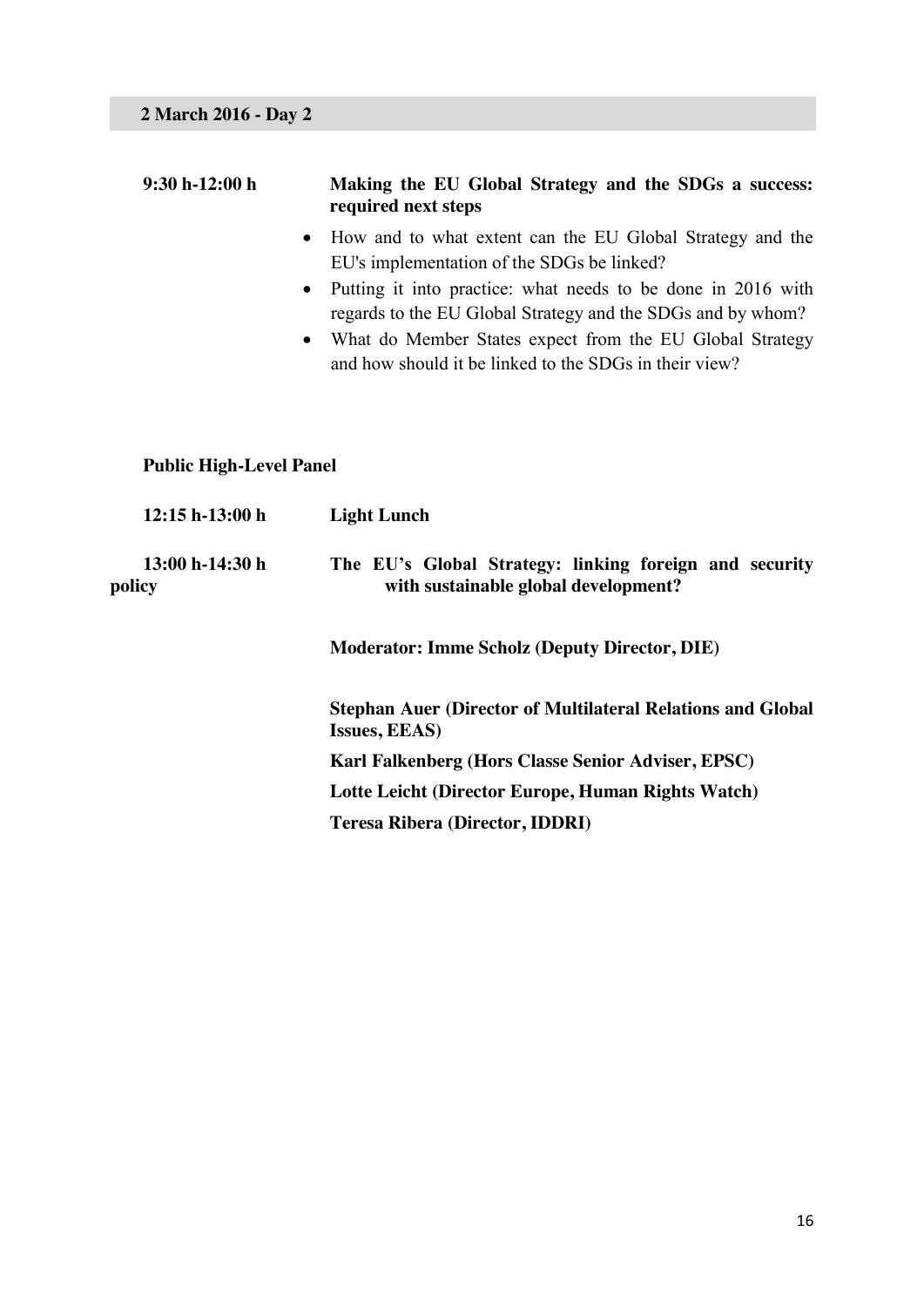## 2 March 2016 - Day 2

**9:30 h-12:00 h** **Making the EU Global Strategy and the SDGs a success: required next steps**

- How and to what extent can the EU Global Strategy and the EU's implementation of the SDGs be linked?
- Putting it into practice: what needs to be done in 2016 with regards to the EU Global Strategy and the SDGs and by whom?
- What do Member States expect from the EU Global Strategy and how should it be linked to the SDGs in their view?

**Public High-Level Panel**

**12:15 h-13:00 h** **Light Lunch**

**13:00 h-14:30 h** **The EU's Global Strategy: linking foreign and security policy with sustainable global development?**

**Moderator: Imme Scholz (Deputy Director, DIE)**

**Stephan Auer (Director of Multilateral Relations and Global Issues, EEAS)**

**Karl Falkenberg (Hors Classe Senior Adviser, EPSC)**

**Lotte Leicht (Director Europe, Human Rights Watch)**

**Teresa Ribera (Director, IDDRI)**